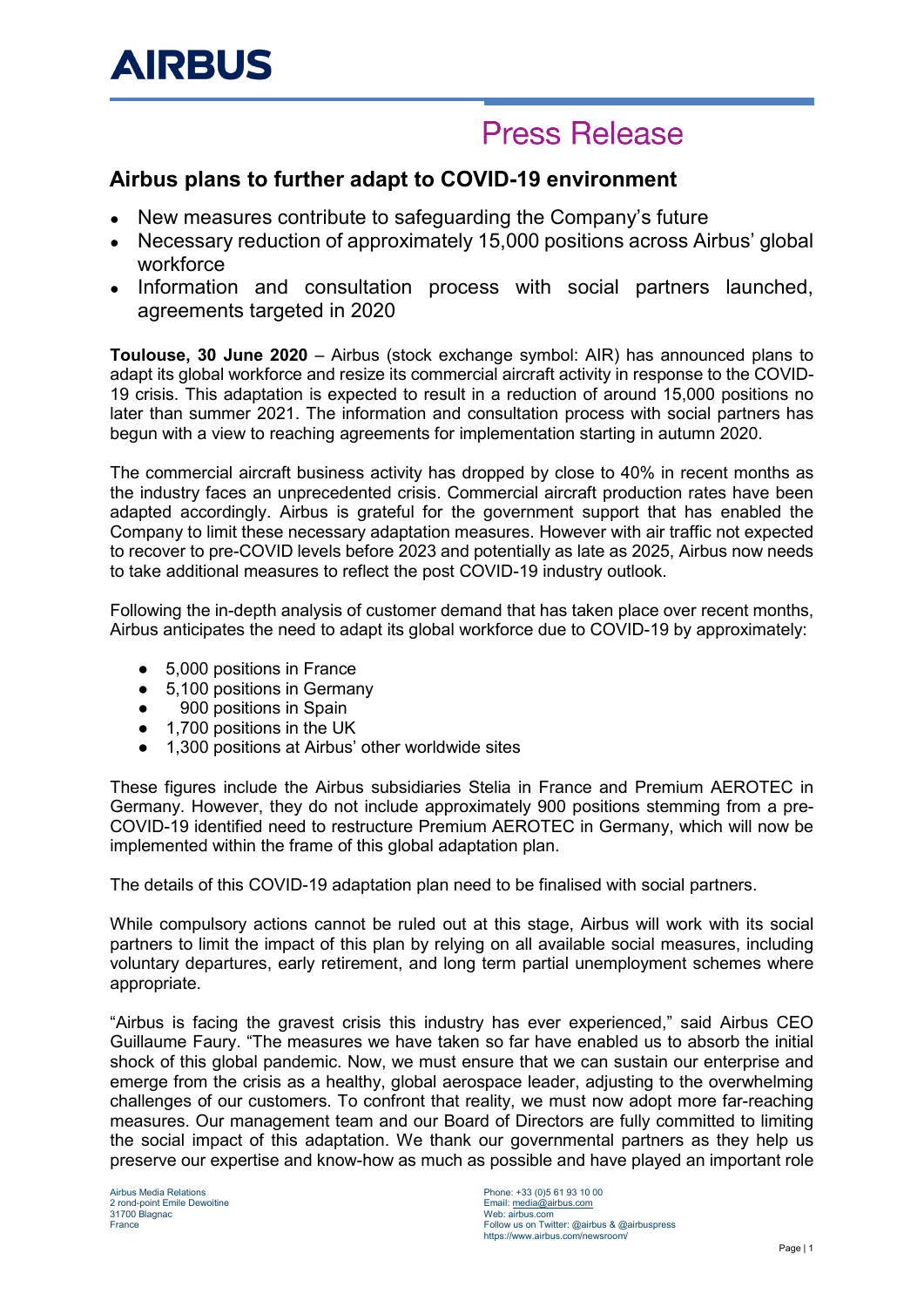AIRBUS

Press Release

## Airbus plans to further adapt to COVID-19 environment

- New measures contribute to safeguarding the Company's future
- Necessary reduction of approximately 15,000 positions across Airbus' global workforce
- Information and consultation process with social partners launched, agreements targeted in 2020

**Toulouse, 30 June 2020** – Airbus (stock exchange symbol: AIR) has announced plans to adapt its global workforce and resize its commercial aircraft activity in response to the COVID-19 crisis. This adaptation is expected to result in a reduction of around 15,000 positions no later than summer 2021. The information and consultation process with social partners has begun with a view to reaching agreements for implementation starting in autumn 2020.

The commercial aircraft business activity has dropped by close to 40% in recent months as the industry faces an unprecedented crisis. Commercial aircraft production rates have been adapted accordingly. Airbus is grateful for the government support that has enabled the Company to limit these necessary adaptation measures. However with air traffic not expected to recover to pre-COVID levels before 2023 and potentially as late as 2025, Airbus now needs to take additional measures to reflect the post COVID-19 industry outlook.

Following the in-depth analysis of customer demand that has taken place over recent months, Airbus anticipates the need to adapt its global workforce due to COVID-19 by approximately:

- 5,000 positions in France
- 5,100 positions in Germany
- 900 positions in Spain
- 1,700 positions in the UK
- 1,300 positions at Airbus' other worldwide sites

These figures include the Airbus subsidiaries Stelia in France and Premium AEROTEC in Germany. However, they do not include approximately 900 positions stemming from a pre-COVID-19 identified need to restructure Premium AEROTEC in Germany, which will now be implemented within the frame of this global adaptation plan.

The details of this COVID-19 adaptation plan need to be finalised with social partners.

While compulsory actions cannot be ruled out at this stage, Airbus will work with its social partners to limit the impact of this plan by relying on all available social measures, including voluntary departures, early retirement, and long term partial unemployment schemes where appropriate.

"Airbus is facing the gravest crisis this industry has ever experienced," said Airbus CEO Guillaume Faury. "The measures we have taken so far have enabled us to absorb the initial shock of this global pandemic. Now, we must ensure that we can sustain our enterprise and emerge from the crisis as a healthy, global aerospace leader, adjusting to the overwhelming challenges of our customers. To confront that reality, we must now adopt more far-reaching measures. Our management team and our Board of Directors are fully committed to limiting the social impact of this adaptation. We thank our governmental partners as they help us preserve our expertise and know-how as much as possible and have played an important role

Airbus Media Relations
2 rond-point Emile Dewoitine
31700 Blagnac
France

Phone: +33 (0)5 61 93 10 00
Email: media@airbus.com
Web: airbus.com
Follow us on Twitter: @airbus & @airbuspress
https://www.airbus.com/newsroom/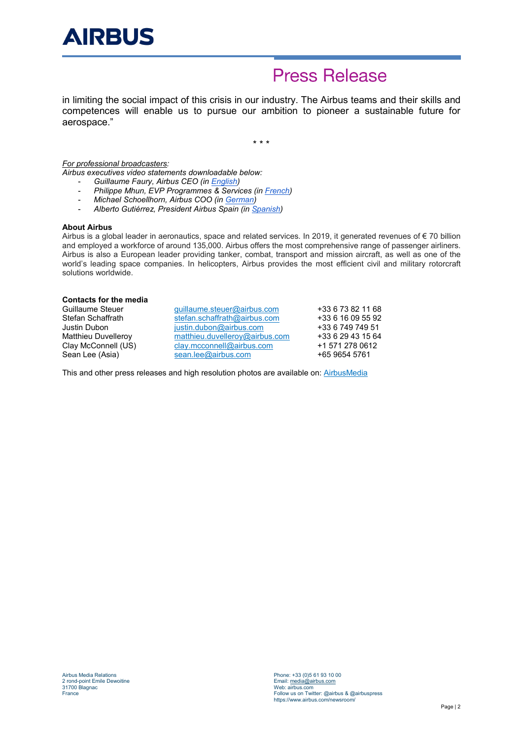in limiting the social impact of this crisis in our industry. The Airbus teams and their skills and competences will enable us to pursue our ambition to pioneer a sustainable future for aerospace."

\* \* \*

*For professional broadcasters:*
*Airbus executives video statements downloadable below:*

- *Guillaume Faury, Airbus CEO (in English)*
- *Philippe Mhun, EVP Programmes & Services (in French)*
- *Michael Schoellhorn, Airbus COO (in German)*
- *Alberto Gutiérrez, President Airbus Spain (in Spanish)*

**About Airbus**
Airbus is a global leader in aeronautics, space and related services. In 2019, it generated revenues of € 70 billion and employed a workforce of around 135,000. Airbus offers the most comprehensive range of passenger airliners. Airbus is also a European leader providing tanker, combat, transport and mission aircraft, as well as one of the world's leading space companies. In helicopters, Airbus provides the most efficient civil and military rotorcraft solutions worldwide.

**Contacts for the media**

| | | |
|---|---|---|
| Guillaume Steuer | guillaume.steuer@airbus.com | +33 6 73 82 11 68 |
| Stefan Schaffrath | stefan.schaffrath@airbus.com | +33 6 16 09 55 92 |
| Justin Dubon | justin.dubon@airbus.com | +33 6 749 749 51 |
| Matthieu Duvelleroy | matthieu.duvelleroy@airbus.com | +33 6 29 43 15 64 |
| Clay McConnell (US) | clay.mcconnell@airbus.com | +1 571 278 0612 |
| Sean Lee (Asia) | sean.lee@airbus.com | +65 9654 5761 |

This and other press releases and high resolution photos are available on: AirbusMedia